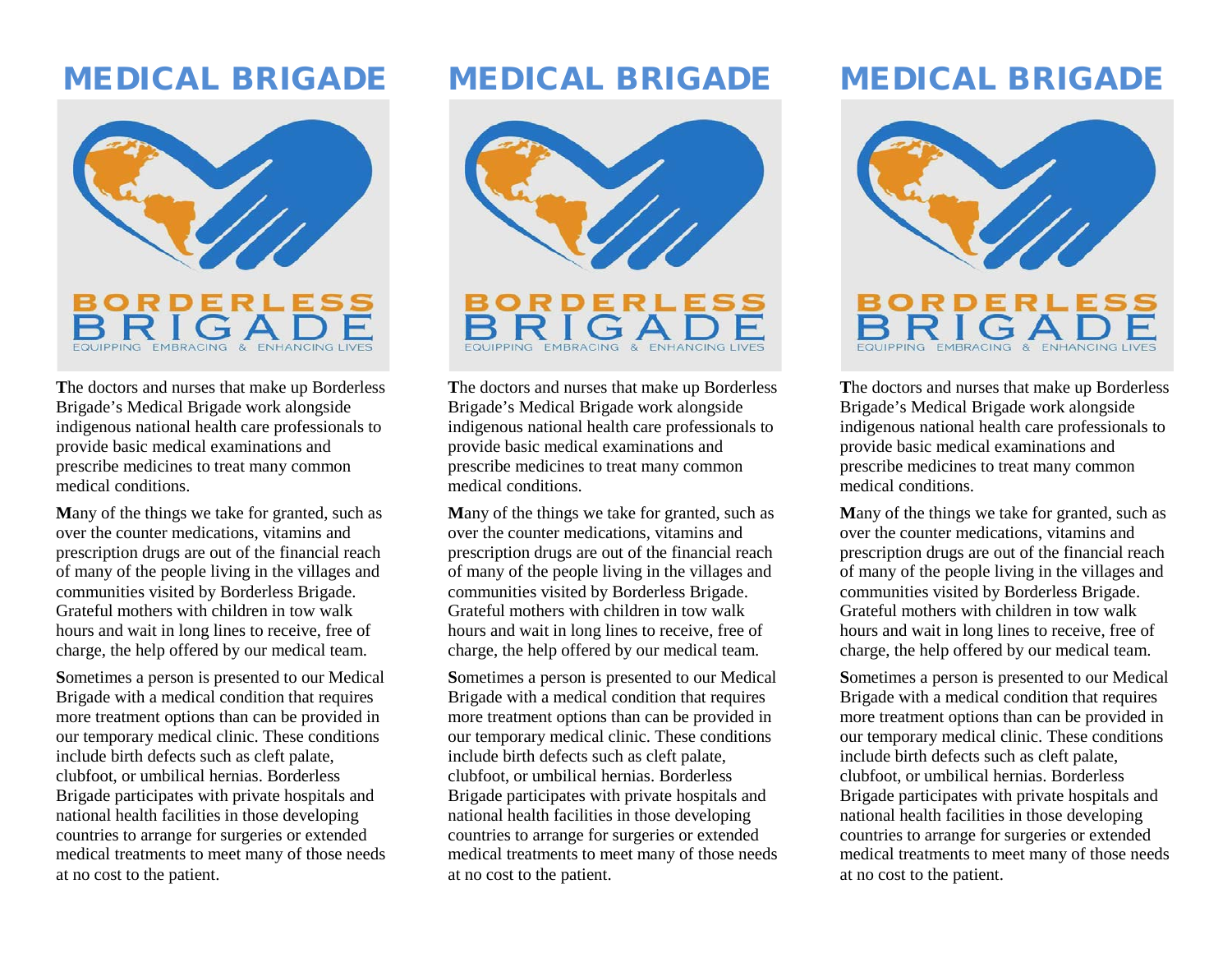# MEDICAL BRIGADE

BORDERLESS
BRIGADE
EQUIPPING EMBRACING & ENHANCING LIVES

**T**he doctors and nurses that make up Borderless Brigade's Medical Brigade work alongside indigenous national health care professionals to provide basic medical examinations and prescribe medicines to treat many common medical conditions.

**M**any of the things we take for granted, such as over the counter medications, vitamins and prescription drugs are out of the financial reach of many of the people living in the villages and communities visited by Borderless Brigade. Grateful mothers with children in tow walk hours and wait in long lines to receive, free of charge, the help offered by our medical team.

**S**ometimes a person is presented to our Medical Brigade with a medical condition that requires more treatment options than can be provided in our temporary medical clinic. These conditions include birth defects such as cleft palate, clubfoot, or umbilical hernias. Borderless Brigade participates with private hospitals and national health facilities in those developing countries to arrange for surgeries or extended medical treatments to meet many of those needs at no cost to the patient.

# MEDICAL BRIGADE

BORDERLESS
BRIGADE
EQUIPPING EMBRACING & ENHANCING LIVES

**T**he doctors and nurses that make up Borderless Brigade's Medical Brigade work alongside indigenous national health care professionals to provide basic medical examinations and prescribe medicines to treat many common medical conditions.

**M**any of the things we take for granted, such as over the counter medications, vitamins and prescription drugs are out of the financial reach of many of the people living in the villages and communities visited by Borderless Brigade. Grateful mothers with children in tow walk hours and wait in long lines to receive, free of charge, the help offered by our medical team.

**S**ometimes a person is presented to our Medical Brigade with a medical condition that requires more treatment options than can be provided in our temporary medical clinic. These conditions include birth defects such as cleft palate, clubfoot, or umbilical hernias. Borderless Brigade participates with private hospitals and national health facilities in those developing countries to arrange for surgeries or extended medical treatments to meet many of those needs at no cost to the patient.

# MEDICAL BRIGADE

BORDERLESS
BRIGADE
EQUIPPING EMBRACING & ENHANCING LIVES

**T**he doctors and nurses that make up Borderless Brigade's Medical Brigade work alongside indigenous national health care professionals to provide basic medical examinations and prescribe medicines to treat many common medical conditions.

**M**any of the things we take for granted, such as over the counter medications, vitamins and prescription drugs are out of the financial reach of many of the people living in the villages and communities visited by Borderless Brigade. Grateful mothers with children in tow walk hours and wait in long lines to receive, free of charge, the help offered by our medical team.

**S**ometimes a person is presented to our Medical Brigade with a medical condition that requires more treatment options than can be provided in our temporary medical clinic. These conditions include birth defects such as cleft palate, clubfoot, or umbilical hernias. Borderless Brigade participates with private hospitals and national health facilities in those developing countries to arrange for surgeries or extended medical treatments to meet many of those needs at no cost to the patient.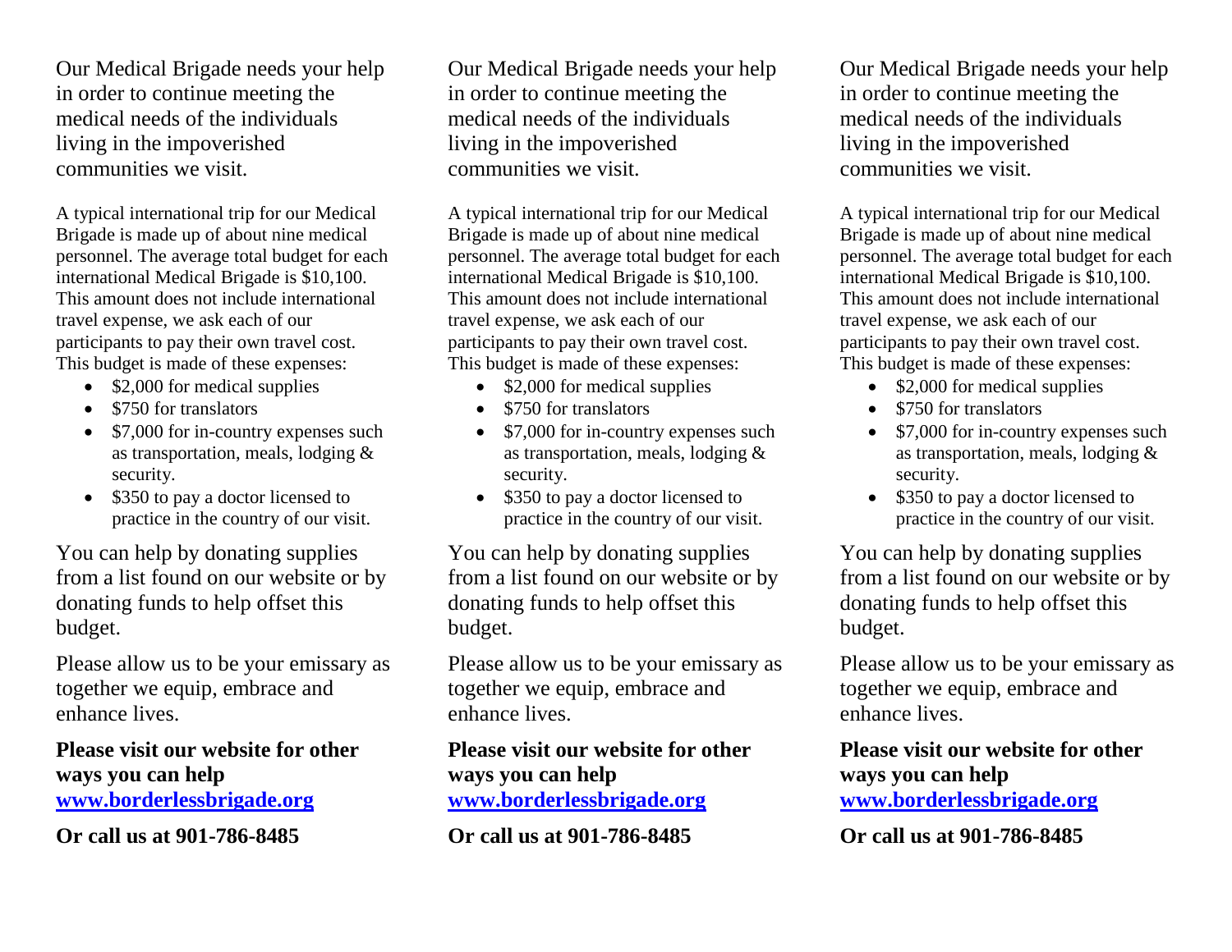Our Medical Brigade needs your help in order to continue meeting the medical needs of the individuals living in the impoverished communities we visit.

A typical international trip for our Medical Brigade is made up of about nine medical personnel. The average total budget for each international Medical Brigade is $10,100. This amount does not include international travel expense, we ask each of our participants to pay their own travel cost. This budget is made of these expenses:

- $2,000 for medical supplies
- $750 for translators
- $7,000 for in-country expenses such as transportation, meals, lodging & security.
- $350 to pay a doctor licensed to practice in the country of our visit.

You can help by donating supplies from a list found on our website or by donating funds to help offset this budget.

Please allow us to be your emissary as together we equip, embrace and enhance lives.

**Please visit our website for other ways you can help**
**www.borderlessbrigade.org**

**Or call us at 901-786-8485**

Our Medical Brigade needs your help in order to continue meeting the medical needs of the individuals living in the impoverished communities we visit.

A typical international trip for our Medical Brigade is made up of about nine medical personnel. The average total budget for each international Medical Brigade is $10,100. This amount does not include international travel expense, we ask each of our participants to pay their own travel cost. This budget is made of these expenses:

- $2,000 for medical supplies
- $750 for translators
- $7,000 for in-country expenses such as transportation, meals, lodging & security.
- $350 to pay a doctor licensed to practice in the country of our visit.

You can help by donating supplies from a list found on our website or by donating funds to help offset this budget.

Please allow us to be your emissary as together we equip, embrace and enhance lives.

**Please visit our website for other ways you can help**
**www.borderlessbrigade.org**

**Or call us at 901-786-8485**

Our Medical Brigade needs your help in order to continue meeting the medical needs of the individuals living in the impoverished communities we visit.

A typical international trip for our Medical Brigade is made up of about nine medical personnel. The average total budget for each international Medical Brigade is $10,100. This amount does not include international travel expense, we ask each of our participants to pay their own travel cost. This budget is made of these expenses:

- $2,000 for medical supplies
- $750 for translators
- $7,000 for in-country expenses such as transportation, meals, lodging & security.
- $350 to pay a doctor licensed to practice in the country of our visit.

You can help by donating supplies from a list found on our website or by donating funds to help offset this budget.

Please allow us to be your emissary as together we equip, embrace and enhance lives.

**Please visit our website for other ways you can help**
**www.borderlessbrigade.org**

**Or call us at 901-786-8485**